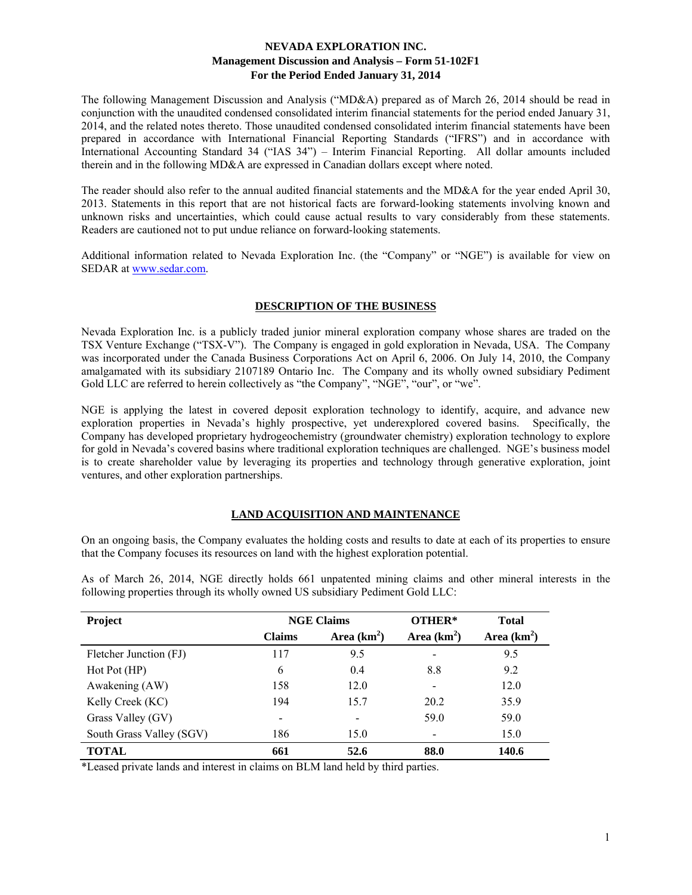# NEVADA EXPLORATION INC.
## Management Discussion and Analysis – Form 51-102F1
## For the Period Ended January 31, 2014

The following Management Discussion and Analysis ("MD&A) prepared as of March 26, 2014 should be read in conjunction with the unaudited condensed consolidated interim financial statements for the period ended January 31, 2014, and the related notes thereto. Those unaudited condensed consolidated interim financial statements have been prepared in accordance with International Financial Reporting Standards ("IFRS") and in accordance with International Accounting Standard 34 ("IAS 34") – Interim Financial Reporting. All dollar amounts included therein and in the following MD&A are expressed in Canadian dollars except where noted.

The reader should also refer to the annual audited financial statements and the MD&A for the year ended April 30, 2013. Statements in this report that are not historical facts are forward-looking statements involving known and unknown risks and uncertainties, which could cause actual results to vary considerably from these statements. Readers are cautioned not to put undue reliance on forward-looking statements.

Additional information related to Nevada Exploration Inc. (the "Company" or "NGE") is available for view on SEDAR at www.sedar.com.

## DESCRIPTION OF THE BUSINESS

Nevada Exploration Inc. is a publicly traded junior mineral exploration company whose shares are traded on the TSX Venture Exchange ("TSX-V"). The Company is engaged in gold exploration in Nevada, USA. The Company was incorporated under the Canada Business Corporations Act on April 6, 2006. On July 14, 2010, the Company amalgamated with its subsidiary 2107189 Ontario Inc. The Company and its wholly owned subsidiary Pediment Gold LLC are referred to herein collectively as "the Company", "NGE", "our", or "we".

NGE is applying the latest in covered deposit exploration technology to identify, acquire, and advance new exploration properties in Nevada's highly prospective, yet underexplored covered basins. Specifically, the Company has developed proprietary hydrogeochemistry (groundwater chemistry) exploration technology to explore for gold in Nevada's covered basins where traditional exploration techniques are challenged. NGE's business model is to create shareholder value by leveraging its properties and technology through generative exploration, joint ventures, and other exploration partnerships.

## LAND ACQUISITION AND MAINTENANCE

On an ongoing basis, the Company evaluates the holding costs and results to date at each of its properties to ensure that the Company focuses its resources on land with the highest exploration potential.

As of March 26, 2014, NGE directly holds 661 unpatented mining claims and other mineral interests in the following properties through its wholly owned US subsidiary Pediment Gold LLC:

| Project | NGE Claims | | OTHER* | Total |
|---|---|---|---|---|
| | Claims | Area ($km^2$) | Area ($km^2$) | Area ($km^2$) |
| Fletcher Junction (FJ) | 117 | 9.5 | - | 9.5 |
| Hot Pot (HP) | 6 | 0.4 | 8.8 | 9.2 |
| Awakening (AW) | 158 | 12.0 | - | 12.0 |
| Kelly Creek (KC) | 194 | 15.7 | 20.2 | 35.9 |
| Grass Valley (GV) | - | - | 59.0 | 59.0 |
| South Grass Valley (SGV) | 186 | 15.0 | - | 15.0 |
| **TOTAL** | **661** | **52.6** | **88.0** | **140.6** |

*Leased private lands and interest in claims on BLM land held by third parties.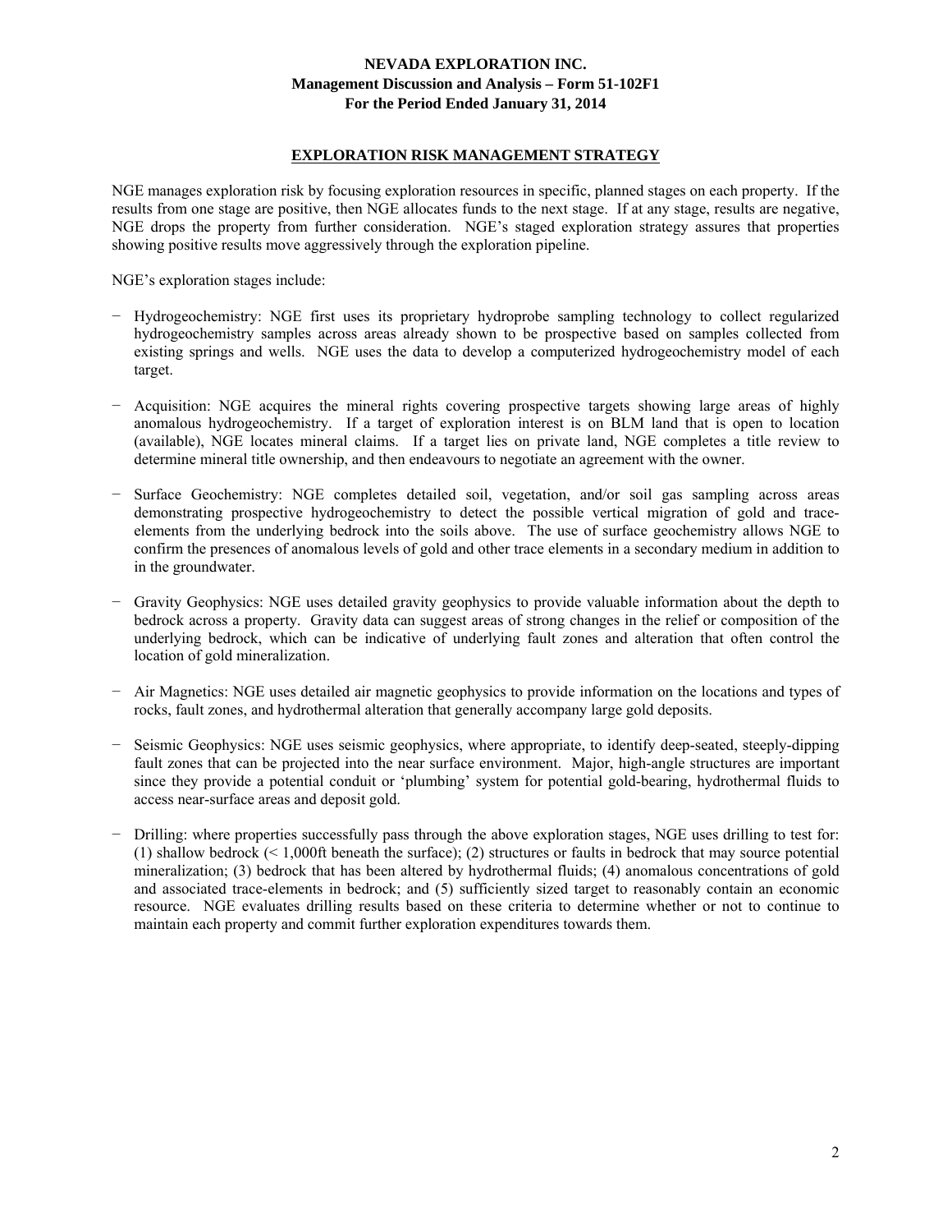## EXPLORATION RISK MANAGEMENT STRATEGY

NGE manages exploration risk by focusing exploration resources in specific, planned stages on each property. If the results from one stage are positive, then NGE allocates funds to the next stage. If at any stage, results are negative, NGE drops the property from further consideration. NGE's staged exploration strategy assures that properties showing positive results move aggressively through the exploration pipeline.

NGE's exploration stages include:

- Hydrogeochemistry: NGE first uses its proprietary hydroprobe sampling technology to collect regularized hydrogeochemistry samples across areas already shown to be prospective based on samples collected from existing springs and wells. NGE uses the data to develop a computerized hydrogeochemistry model of each target.

- Acquisition: NGE acquires the mineral rights covering prospective targets showing large areas of highly anomalous hydrogeochemistry. If a target of exploration interest is on BLM land that is open to location (available), NGE locates mineral claims. If a target lies on private land, NGE completes a title review to determine mineral title ownership, and then endeavours to negotiate an agreement with the owner.

- Surface Geochemistry: NGE completes detailed soil, vegetation, and/or soil gas sampling across areas demonstrating prospective hydrogeochemistry to detect the possible vertical migration of gold and trace-elements from the underlying bedrock into the soils above. The use of surface geochemistry allows NGE to confirm the presences of anomalous levels of gold and other trace elements in a secondary medium in addition to in the groundwater.

- Gravity Geophysics: NGE uses detailed gravity geophysics to provide valuable information about the depth to bedrock across a property. Gravity data can suggest areas of strong changes in the relief or composition of the underlying bedrock, which can be indicative of underlying fault zones and alteration that often control the location of gold mineralization.

- Air Magnetics: NGE uses detailed air magnetic geophysics to provide information on the locations and types of rocks, fault zones, and hydrothermal alteration that generally accompany large gold deposits.

- Seismic Geophysics: NGE uses seismic geophysics, where appropriate, to identify deep-seated, steeply-dipping fault zones that can be projected into the near surface environment. Major, high-angle structures are important since they provide a potential conduit or 'plumbing' system for potential gold-bearing, hydrothermal fluids to access near-surface areas and deposit gold.

- Drilling: where properties successfully pass through the above exploration stages, NGE uses drilling to test for: (1) shallow bedrock (< 1,000ft beneath the surface); (2) structures or faults in bedrock that may source potential mineralization; (3) bedrock that has been altered by hydrothermal fluids; (4) anomalous concentrations of gold and associated trace-elements in bedrock; and (5) sufficiently sized target to reasonably contain an economic resource. NGE evaluates drilling results based on these criteria to determine whether or not to continue to maintain each property and commit further exploration expenditures towards them.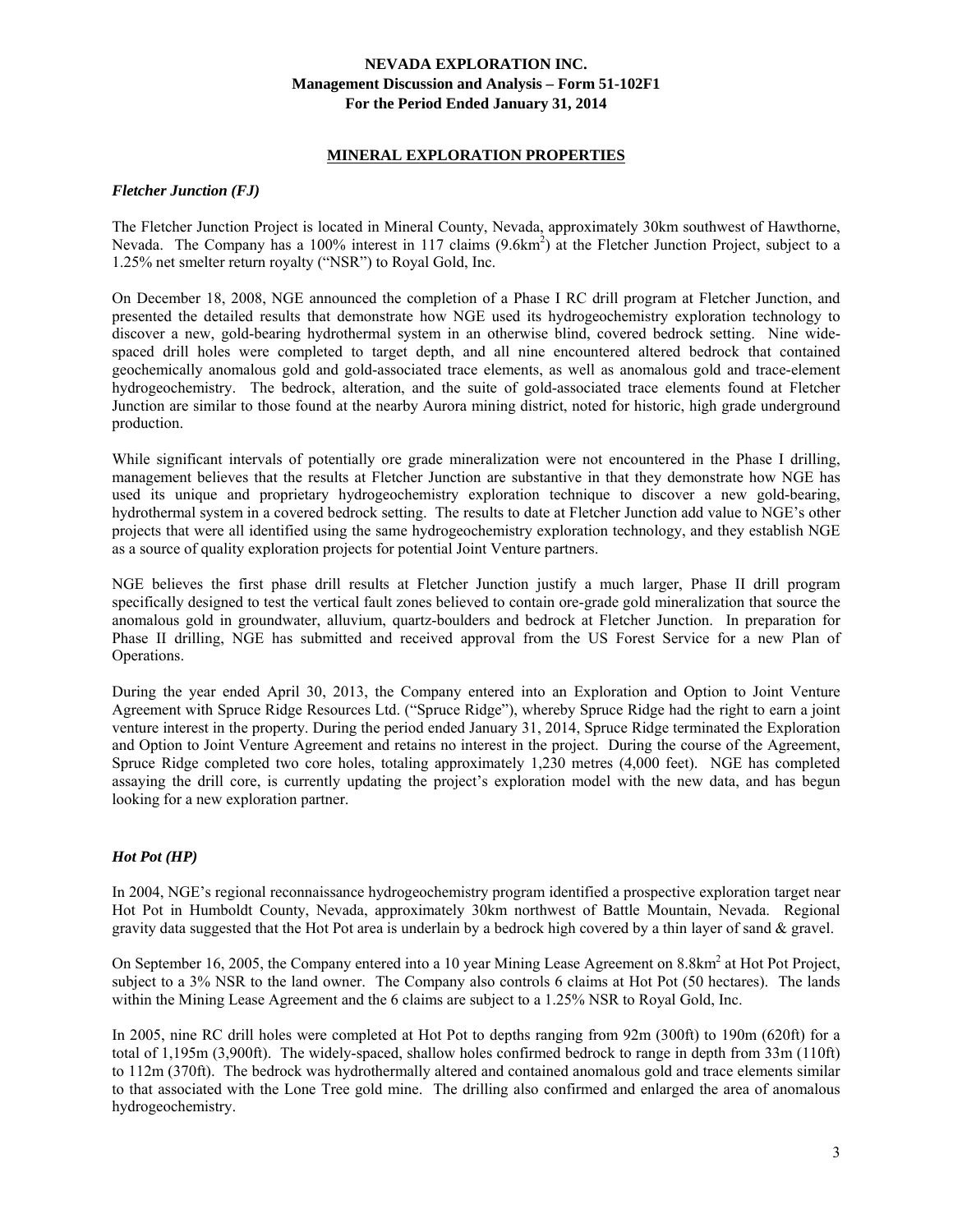## MINERAL EXPLORATION PROPERTIES

### *Fletcher Junction (FJ)*

The Fletcher Junction Project is located in Mineral County, Nevada, approximately 30km southwest of Hawthorne, Nevada. The Company has a 100% interest in 117 claims (9.6km$^2$) at the Fletcher Junction Project, subject to a 1.25% net smelter return royalty ("NSR") to Royal Gold, Inc.

On December 18, 2008, NGE announced the completion of a Phase I RC drill program at Fletcher Junction, and presented the detailed results that demonstrate how NGE used its hydrogeochemistry exploration technology to discover a new, gold-bearing hydrothermal system in an otherwise blind, covered bedrock setting. Nine wide-spaced drill holes were completed to target depth, and all nine encountered altered bedrock that contained geochemically anomalous gold and gold-associated trace elements, as well as anomalous gold and trace-element hydrogeochemistry. The bedrock, alteration, and the suite of gold-associated trace elements found at Fletcher Junction are similar to those found at the nearby Aurora mining district, noted for historic, high grade underground production.

While significant intervals of potentially ore grade mineralization were not encountered in the Phase I drilling, management believes that the results at Fletcher Junction are substantive in that they demonstrate how NGE has used its unique and proprietary hydrogeochemistry exploration technique to discover a new gold-bearing, hydrothermal system in a covered bedrock setting. The results to date at Fletcher Junction add value to NGE's other projects that were all identified using the same hydrogeochemistry exploration technology, and they establish NGE as a source of quality exploration projects for potential Joint Venture partners.

NGE believes the first phase drill results at Fletcher Junction justify a much larger, Phase II drill program specifically designed to test the vertical fault zones believed to contain ore-grade gold mineralization that source the anomalous gold in groundwater, alluvium, quartz-boulders and bedrock at Fletcher Junction. In preparation for Phase II drilling, NGE has submitted and received approval from the US Forest Service for a new Plan of Operations.

During the year ended April 30, 2013, the Company entered into an Exploration and Option to Joint Venture Agreement with Spruce Ridge Resources Ltd. ("Spruce Ridge"), whereby Spruce Ridge had the right to earn a joint venture interest in the property. During the period ended January 31, 2014, Spruce Ridge terminated the Exploration and Option to Joint Venture Agreement and retains no interest in the project. During the course of the Agreement, Spruce Ridge completed two core holes, totaling approximately 1,230 metres (4,000 feet). NGE has completed assaying the drill core, is currently updating the project's exploration model with the new data, and has begun looking for a new exploration partner.

### *Hot Pot (HP)*

In 2004, NGE's regional reconnaissance hydrogeochemistry program identified a prospective exploration target near Hot Pot in Humboldt County, Nevada, approximately 30km northwest of Battle Mountain, Nevada. Regional gravity data suggested that the Hot Pot area is underlain by a bedrock high covered by a thin layer of sand & gravel.

On September 16, 2005, the Company entered into a 10 year Mining Lease Agreement on 8.8km$^2$ at Hot Pot Project, subject to a 3% NSR to the land owner. The Company also controls 6 claims at Hot Pot (50 hectares). The lands within the Mining Lease Agreement and the 6 claims are subject to a 1.25% NSR to Royal Gold, Inc.

In 2005, nine RC drill holes were completed at Hot Pot to depths ranging from 92m (300ft) to 190m (620ft) for a total of 1,195m (3,900ft). The widely-spaced, shallow holes confirmed bedrock to range in depth from 33m (110ft) to 112m (370ft). The bedrock was hydrothermally altered and contained anomalous gold and trace elements similar to that associated with the Lone Tree gold mine. The drilling also confirmed and enlarged the area of anomalous hydrogeochemistry.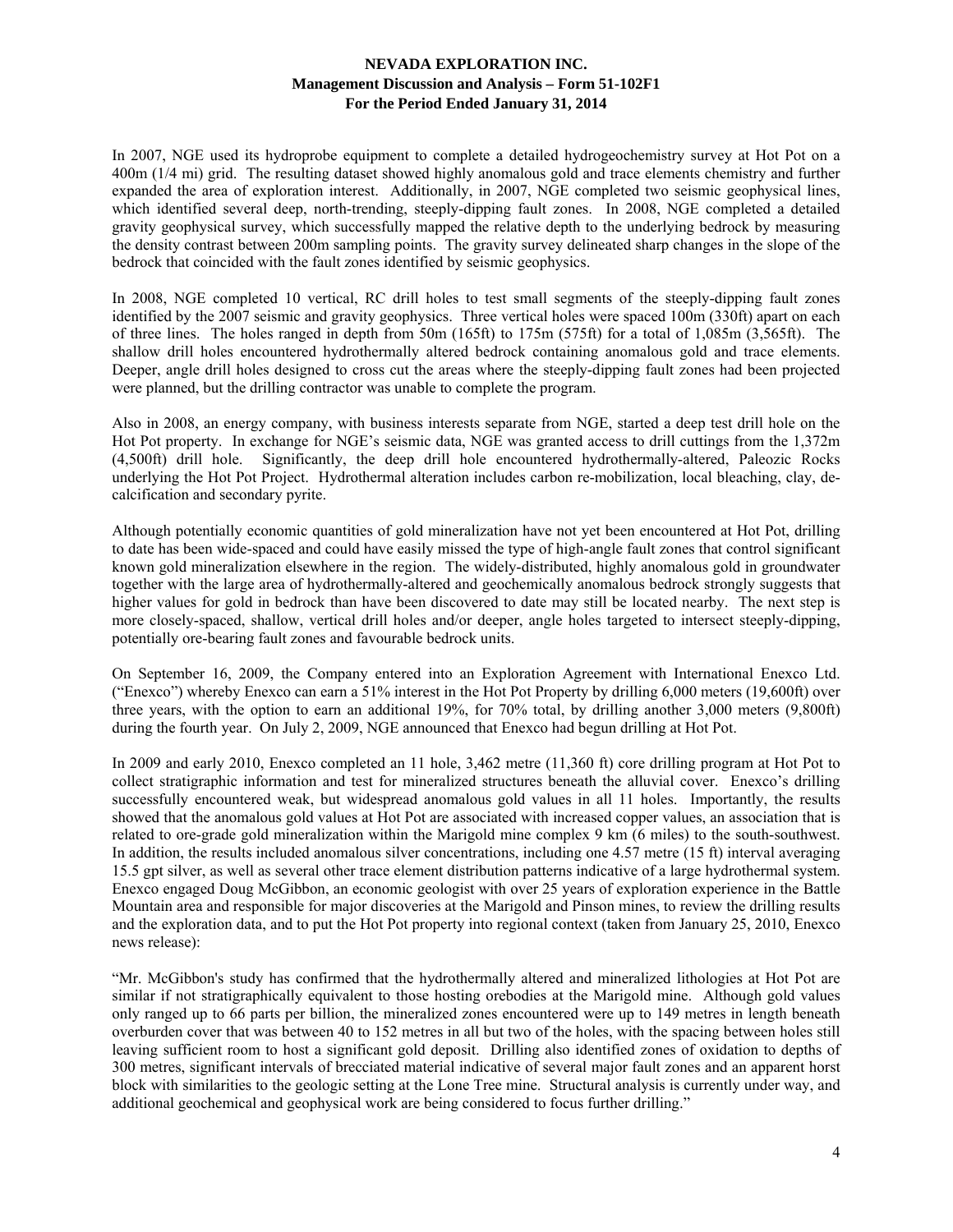In 2007, NGE used its hydroprobe equipment to complete a detailed hydrogeochemistry survey at Hot Pot on a 400m (1/4 mi) grid. The resulting dataset showed highly anomalous gold and trace elements chemistry and further expanded the area of exploration interest. Additionally, in 2007, NGE completed two seismic geophysical lines, which identified several deep, north-trending, steeply-dipping fault zones. In 2008, NGE completed a detailed gravity geophysical survey, which successfully mapped the relative depth to the underlying bedrock by measuring the density contrast between 200m sampling points. The gravity survey delineated sharp changes in the slope of the bedrock that coincided with the fault zones identified by seismic geophysics.

In 2008, NGE completed 10 vertical, RC drill holes to test small segments of the steeply-dipping fault zones identified by the 2007 seismic and gravity geophysics. Three vertical holes were spaced 100m (330ft) apart on each of three lines. The holes ranged in depth from 50m (165ft) to 175m (575ft) for a total of 1,085m (3,565ft). The shallow drill holes encountered hydrothermally altered bedrock containing anomalous gold and trace elements. Deeper, angle drill holes designed to cross cut the areas where the steeply-dipping fault zones had been projected were planned, but the drilling contractor was unable to complete the program.

Also in 2008, an energy company, with business interests separate from NGE, started a deep test drill hole on the Hot Pot property. In exchange for NGE's seismic data, NGE was granted access to drill cuttings from the 1,372m (4,500ft) drill hole. Significantly, the deep drill hole encountered hydrothermally-altered, Paleozic Rocks underlying the Hot Pot Project. Hydrothermal alteration includes carbon re-mobilization, local bleaching, clay, de-calcification and secondary pyrite.

Although potentially economic quantities of gold mineralization have not yet been encountered at Hot Pot, drilling to date has been wide-spaced and could have easily missed the type of high-angle fault zones that control significant known gold mineralization elsewhere in the region. The widely-distributed, highly anomalous gold in groundwater together with the large area of hydrothermally-altered and geochemically anomalous bedrock strongly suggests that higher values for gold in bedrock than have been discovered to date may still be located nearby. The next step is more closely-spaced, shallow, vertical drill holes and/or deeper, angle holes targeted to intersect steeply-dipping, potentially ore-bearing fault zones and favourable bedrock units.

On September 16, 2009, the Company entered into an Exploration Agreement with International Enexco Ltd. ("Enexco") whereby Enexco can earn a 51% interest in the Hot Pot Property by drilling 6,000 meters (19,600ft) over three years, with the option to earn an additional 19%, for 70% total, by drilling another 3,000 meters (9,800ft) during the fourth year. On July 2, 2009, NGE announced that Enexco had begun drilling at Hot Pot.

In 2009 and early 2010, Enexco completed an 11 hole, 3,462 metre (11,360 ft) core drilling program at Hot Pot to collect stratigraphic information and test for mineralized structures beneath the alluvial cover. Enexco's drilling successfully encountered weak, but widespread anomalous gold values in all 11 holes. Importantly, the results showed that the anomalous gold values at Hot Pot are associated with increased copper values, an association that is related to ore-grade gold mineralization within the Marigold mine complex 9 km (6 miles) to the south-southwest. In addition, the results included anomalous silver concentrations, including one 4.57 metre (15 ft) interval averaging 15.5 gpt silver, as well as several other trace element distribution patterns indicative of a large hydrothermal system. Enexco engaged Doug McGibbon, an economic geologist with over 25 years of exploration experience in the Battle Mountain area and responsible for major discoveries at the Marigold and Pinson mines, to review the drilling results and the exploration data, and to put the Hot Pot property into regional context (taken from January 25, 2010, Enexco news release):

"Mr. McGibbon's study has confirmed that the hydrothermally altered and mineralized lithologies at Hot Pot are similar if not stratigraphically equivalent to those hosting orebodies at the Marigold mine. Although gold values only ranged up to 66 parts per billion, the mineralized zones encountered were up to 149 metres in length beneath overburden cover that was between 40 to 152 metres in all but two of the holes, with the spacing between holes still leaving sufficient room to host a significant gold deposit. Drilling also identified zones of oxidation to depths of 300 metres, significant intervals of brecciated material indicative of several major fault zones and an apparent horst block with similarities to the geologic setting at the Lone Tree mine. Structural analysis is currently under way, and additional geochemical and geophysical work are being considered to focus further drilling."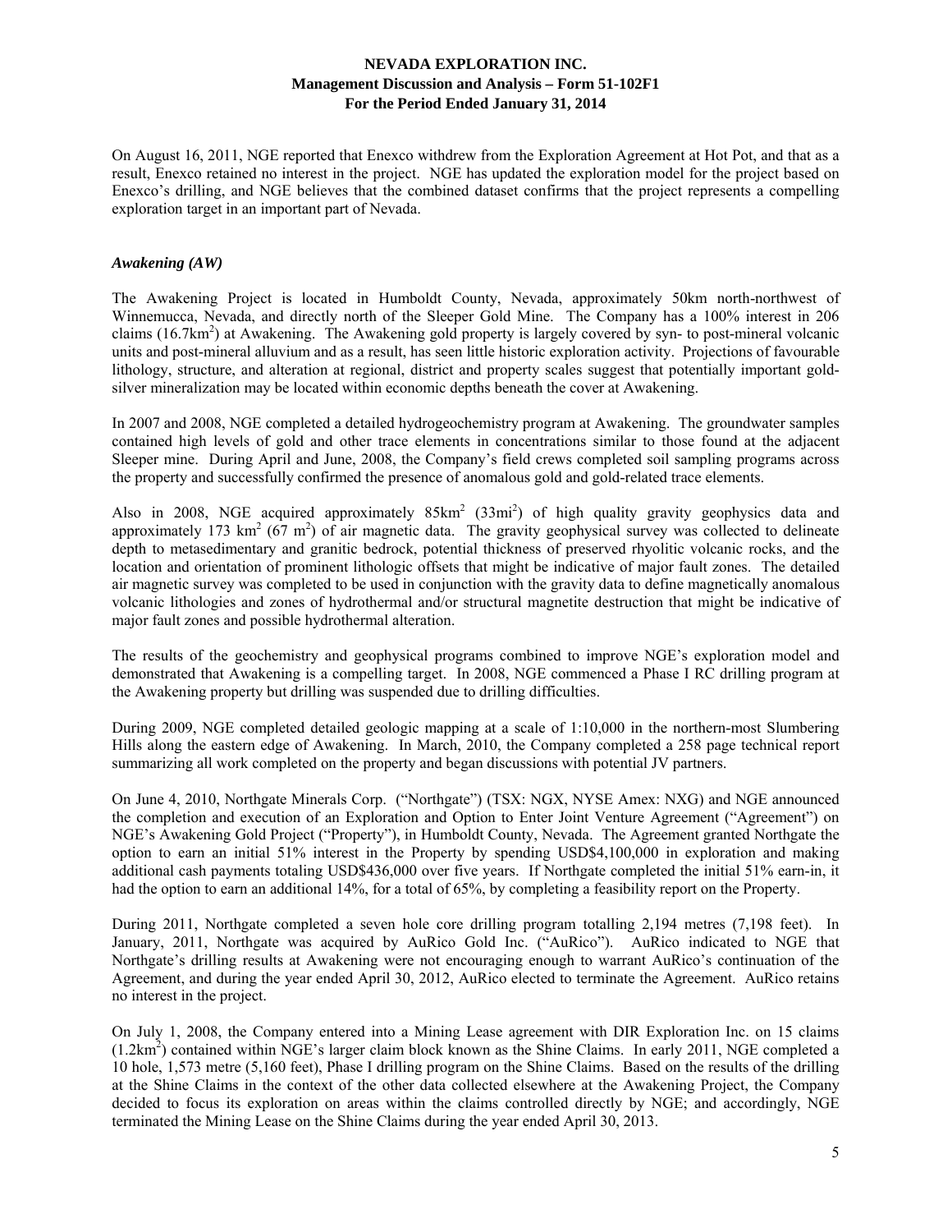On August 16, 2011, NGE reported that Enexco withdrew from the Exploration Agreement at Hot Pot, and that as a result, Enexco retained no interest in the project. NGE has updated the exploration model for the project based on Enexco's drilling, and NGE believes that the combined dataset confirms that the project represents a compelling exploration target in an important part of Nevada.

### *Awakening (AW)*

The Awakening Project is located in Humboldt County, Nevada, approximately 50km north-northwest of Winnemucca, Nevada, and directly north of the Sleeper Gold Mine. The Company has a 100% interest in 206 claims (16.7km$^2$) at Awakening. The Awakening gold property is largely covered by syn- to post-mineral volcanic units and post-mineral alluvium and as a result, has seen little historic exploration activity. Projections of favourable lithology, structure, and alteration at regional, district and property scales suggest that potentially important gold-silver mineralization may be located within economic depths beneath the cover at Awakening.

In 2007 and 2008, NGE completed a detailed hydrogeochemistry program at Awakening. The groundwater samples contained high levels of gold and other trace elements in concentrations similar to those found at the adjacent Sleeper mine. During April and June, 2008, the Company's field crews completed soil sampling programs across the property and successfully confirmed the presence of anomalous gold and gold-related trace elements.

Also in 2008, NGE acquired approximately 85km$^2$ (33mi$^2$) of high quality gravity geophysics data and approximately 173 km$^2$ (67 m$^2$) of air magnetic data. The gravity geophysical survey was collected to delineate depth to metasedimentary and granitic bedrock, potential thickness of preserved rhyolitic volcanic rocks, and the location and orientation of prominent lithologic offsets that might be indicative of major fault zones. The detailed air magnetic survey was completed to be used in conjunction with the gravity data to define magnetically anomalous volcanic lithologies and zones of hydrothermal and/or structural magnetite destruction that might be indicative of major fault zones and possible hydrothermal alteration.

The results of the geochemistry and geophysical programs combined to improve NGE's exploration model and demonstrated that Awakening is a compelling target. In 2008, NGE commenced a Phase I RC drilling program at the Awakening property but drilling was suspended due to drilling difficulties.

During 2009, NGE completed detailed geologic mapping at a scale of 1:10,000 in the northern-most Slumbering Hills along the eastern edge of Awakening. In March, 2010, the Company completed a 258 page technical report summarizing all work completed on the property and began discussions with potential JV partners.

On June 4, 2010, Northgate Minerals Corp. ("Northgate") (TSX: NGX, NYSE Amex: NXG) and NGE announced the completion and execution of an Exploration and Option to Enter Joint Venture Agreement ("Agreement") on NGE's Awakening Gold Project ("Property"), in Humboldt County, Nevada. The Agreement granted Northgate the option to earn an initial 51% interest in the Property by spending USD$4,100,000 in exploration and making additional cash payments totaling USD$436,000 over five years. If Northgate completed the initial 51% earn-in, it had the option to earn an additional 14%, for a total of 65%, by completing a feasibility report on the Property.

During 2011, Northgate completed a seven hole core drilling program totalling 2,194 metres (7,198 feet). In January, 2011, Northgate was acquired by AuRico Gold Inc. ("AuRico"). AuRico indicated to NGE that Northgate's drilling results at Awakening were not encouraging enough to warrant AuRico's continuation of the Agreement, and during the year ended April 30, 2012, AuRico elected to terminate the Agreement. AuRico retains no interest in the project.

On July 1, 2008, the Company entered into a Mining Lease agreement with DIR Exploration Inc. on 15 claims (1.2km$^2$) contained within NGE's larger claim block known as the Shine Claims. In early 2011, NGE completed a 10 hole, 1,573 metre (5,160 feet), Phase I drilling program on the Shine Claims. Based on the results of the drilling at the Shine Claims in the context of the other data collected elsewhere at the Awakening Project, the Company decided to focus its exploration on areas within the claims controlled directly by NGE; and accordingly, NGE terminated the Mining Lease on the Shine Claims during the year ended April 30, 2013.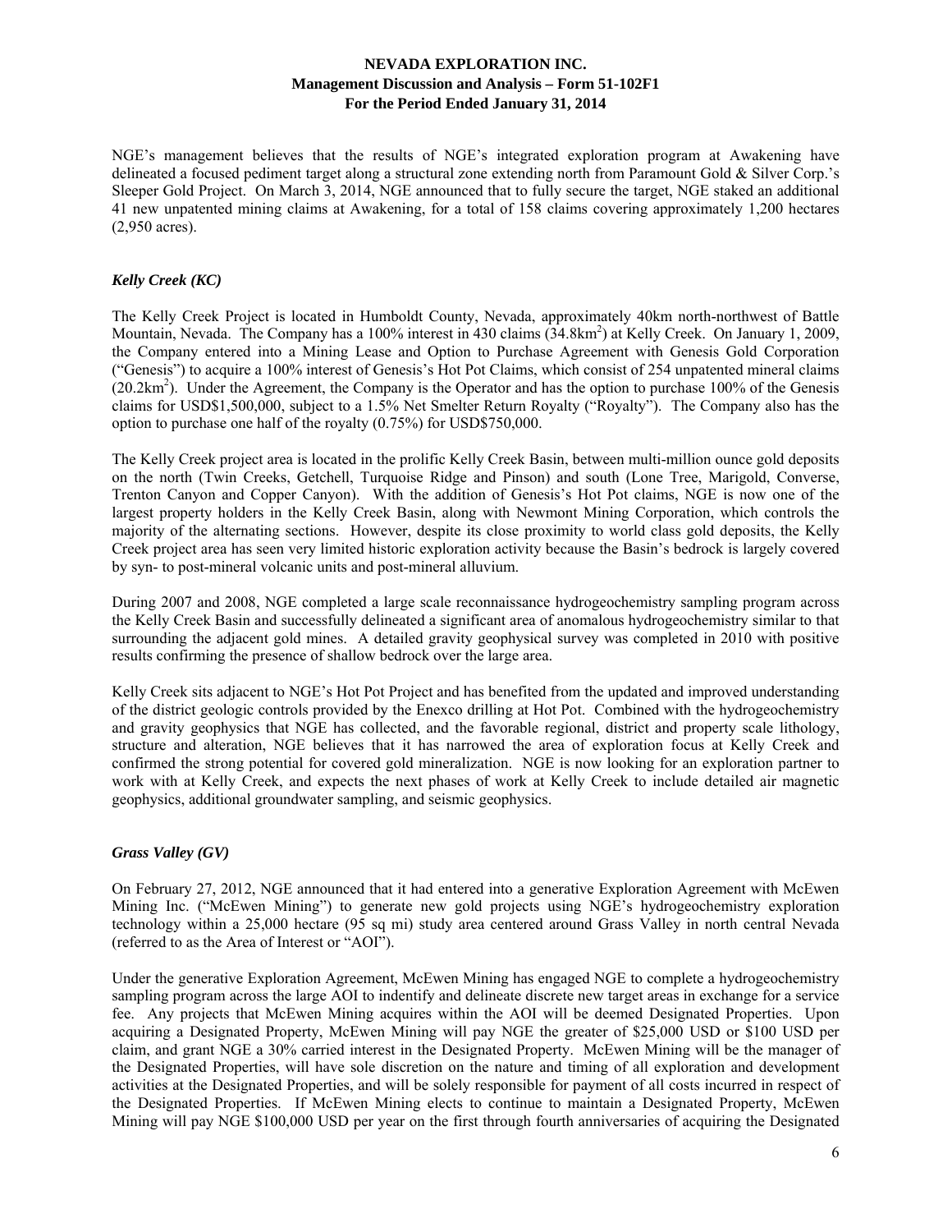NGE's management believes that the results of NGE's integrated exploration program at Awakening have delineated a focused pediment target along a structural zone extending north from Paramount Gold & Silver Corp.'s Sleeper Gold Project. On March 3, 2014, NGE announced that to fully secure the target, NGE staked an additional 41 new unpatented mining claims at Awakening, for a total of 158 claims covering approximately 1,200 hectares (2,950 acres).

### *Kelly Creek (KC)*

The Kelly Creek Project is located in Humboldt County, Nevada, approximately 40km north-northwest of Battle Mountain, Nevada. The Company has a 100% interest in 430 claims ($34.8km^2$) at Kelly Creek. On January 1, 2009, the Company entered into a Mining Lease and Option to Purchase Agreement with Genesis Gold Corporation ("Genesis") to acquire a 100% interest of Genesis's Hot Pot Claims, which consist of 254 unpatented mineral claims ($20.2km^2$). Under the Agreement, the Company is the Operator and has the option to purchase 100% of the Genesis claims for USD$1,500,000, subject to a 1.5% Net Smelter Return Royalty ("Royalty"). The Company also has the option to purchase one half of the royalty (0.75%) for USD$750,000.

The Kelly Creek project area is located in the prolific Kelly Creek Basin, between multi-million ounce gold deposits on the north (Twin Creeks, Getchell, Turquoise Ridge and Pinson) and south (Lone Tree, Marigold, Converse, Trenton Canyon and Copper Canyon). With the addition of Genesis's Hot Pot claims, NGE is now one of the largest property holders in the Kelly Creek Basin, along with Newmont Mining Corporation, which controls the majority of the alternating sections. However, despite its close proximity to world class gold deposits, the Kelly Creek project area has seen very limited historic exploration activity because the Basin's bedrock is largely covered by syn- to post-mineral volcanic units and post-mineral alluvium.

During 2007 and 2008, NGE completed a large scale reconnaissance hydrogeochemistry sampling program across the Kelly Creek Basin and successfully delineated a significant area of anomalous hydrogeochemistry similar to that surrounding the adjacent gold mines. A detailed gravity geophysical survey was completed in 2010 with positive results confirming the presence of shallow bedrock over the large area.

Kelly Creek sits adjacent to NGE's Hot Pot Project and has benefited from the updated and improved understanding of the district geologic controls provided by the Enexco drilling at Hot Pot. Combined with the hydrogeochemistry and gravity geophysics that NGE has collected, and the favorable regional, district and property scale lithology, structure and alteration, NGE believes that it has narrowed the area of exploration focus at Kelly Creek and confirmed the strong potential for covered gold mineralization. NGE is now looking for an exploration partner to work with at Kelly Creek, and expects the next phases of work at Kelly Creek to include detailed air magnetic geophysics, additional groundwater sampling, and seismic geophysics.

### *Grass Valley (GV)*

On February 27, 2012, NGE announced that it had entered into a generative Exploration Agreement with McEwen Mining Inc. ("McEwen Mining") to generate new gold projects using NGE's hydrogeochemistry exploration technology within a 25,000 hectare (95 sq mi) study area centered around Grass Valley in north central Nevada (referred to as the Area of Interest or "AOI").

Under the generative Exploration Agreement, McEwen Mining has engaged NGE to complete a hydrogeochemistry sampling program across the large AOI to indentify and delineate discrete new target areas in exchange for a service fee. Any projects that McEwen Mining acquires within the AOI will be deemed Designated Properties. Upon acquiring a Designated Property, McEwen Mining will pay NGE the greater of $25,000 USD or $100 USD per claim, and grant NGE a 30% carried interest in the Designated Property. McEwen Mining will be the manager of the Designated Properties, will have sole discretion on the nature and timing of all exploration and development activities at the Designated Properties, and will be solely responsible for payment of all costs incurred in respect of the Designated Properties. If McEwen Mining elects to continue to maintain a Designated Property, McEwen Mining will pay NGE $100,000 USD per year on the first through fourth anniversaries of acquiring the Designated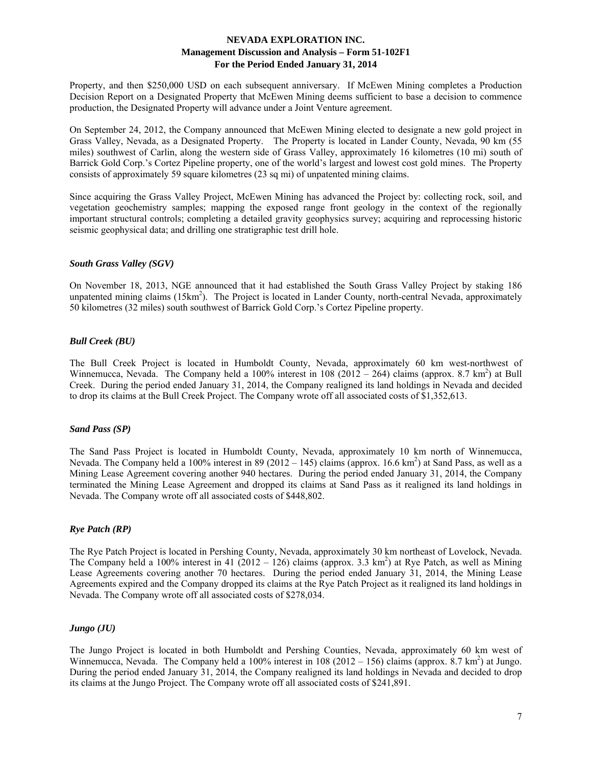Property, and then $250,000 USD on each subsequent anniversary. If McEwen Mining completes a Production Decision Report on a Designated Property that McEwen Mining deems sufficient to base a decision to commence production, the Designated Property will advance under a Joint Venture agreement.

On September 24, 2012, the Company announced that McEwen Mining elected to designate a new gold project in Grass Valley, Nevada, as a Designated Property. The Property is located in Lander County, Nevada, 90 km (55 miles) southwest of Carlin, along the western side of Grass Valley, approximately 16 kilometres (10 mi) south of Barrick Gold Corp.'s Cortez Pipeline property, one of the world's largest and lowest cost gold mines. The Property consists of approximately 59 square kilometres (23 sq mi) of unpatented mining claims.

Since acquiring the Grass Valley Project, McEwen Mining has advanced the Project by: collecting rock, soil, and vegetation geochemistry samples; mapping the exposed range front geology in the context of the regionally important structural controls; completing a detailed gravity geophysics survey; acquiring and reprocessing historic seismic geophysical data; and drilling one stratigraphic test drill hole.

### *South Grass Valley (SGV)*

On November 18, 2013, NGE announced that it had established the South Grass Valley Project by staking 186 unpatented mining claims (15km$^2$). The Project is located in Lander County, north-central Nevada, approximately 50 kilometres (32 miles) south southwest of Barrick Gold Corp.'s Cortez Pipeline property.

### *Bull Creek (BU)*

The Bull Creek Project is located in Humboldt County, Nevada, approximately 60 km west-northwest of Winnemucca, Nevada. The Company held a 100% interest in 108 (2012 – 264) claims (approx. 8.7 km$^2$) at Bull Creek. During the period ended January 31, 2014, the Company realigned its land holdings in Nevada and decided to drop its claims at the Bull Creek Project. The Company wrote off all associated costs of $1,352,613.

### *Sand Pass (SP)*

The Sand Pass Project is located in Humboldt County, Nevada, approximately 10 km north of Winnemucca, Nevada. The Company held a 100% interest in 89 (2012 – 145) claims (approx. 16.6 km$^2$) at Sand Pass, as well as a Mining Lease Agreement covering another 940 hectares. During the period ended January 31, 2014, the Company terminated the Mining Lease Agreement and dropped its claims at Sand Pass as it realigned its land holdings in Nevada. The Company wrote off all associated costs of $448,802.

### *Rye Patch (RP)*

The Rye Patch Project is located in Pershing County, Nevada, approximately 30 km northeast of Lovelock, Nevada. The Company held a 100% interest in 41 (2012 – 126) claims (approx. 3.3 km$^2$) at Rye Patch, as well as Mining Lease Agreements covering another 70 hectares. During the period ended January 31, 2014, the Mining Lease Agreements expired and the Company dropped its claims at the Rye Patch Project as it realigned its land holdings in Nevada. The Company wrote off all associated costs of $278,034.

### *Jungo (JU)*

The Jungo Project is located in both Humboldt and Pershing Counties, Nevada, approximately 60 km west of Winnemucca, Nevada. The Company held a 100% interest in 108 (2012 – 156) claims (approx. 8.7 km$^2$) at Jungo. During the period ended January 31, 2014, the Company realigned its land holdings in Nevada and decided to drop its claims at the Jungo Project. The Company wrote off all associated costs of $241,891.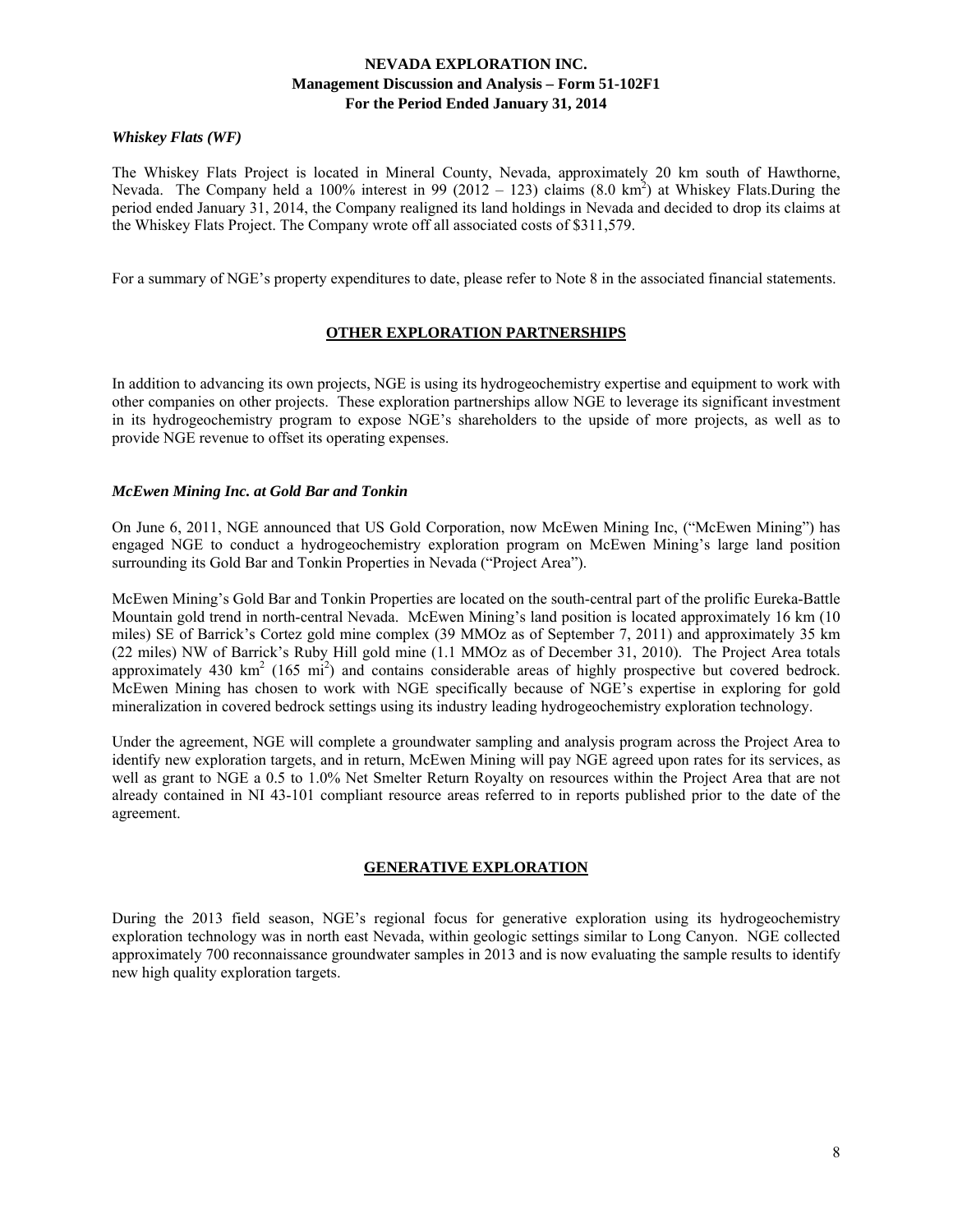### *Whiskey Flats (WF)*

The Whiskey Flats Project is located in Mineral County, Nevada, approximately 20 km south of Hawthorne, Nevada. The Company held a 100% interest in 99 (2012 – 123) claims (8.0 $km^2$) at Whiskey Flats.During the period ended January 31, 2014, the Company realigned its land holdings in Nevada and decided to drop its claims at the Whiskey Flats Project. The Company wrote off all associated costs of $311,579.

For a summary of NGE's property expenditures to date, please refer to Note 8 in the associated financial statements.

## OTHER EXPLORATION PARTNERSHIPS

In addition to advancing its own projects, NGE is using its hydrogeochemistry expertise and equipment to work with other companies on other projects. These exploration partnerships allow NGE to leverage its significant investment in its hydrogeochemistry program to expose NGE's shareholders to the upside of more projects, as well as to provide NGE revenue to offset its operating expenses.

### *McEwen Mining Inc. at Gold Bar and Tonkin*

On June 6, 2011, NGE announced that US Gold Corporation, now McEwen Mining Inc, ("McEwen Mining") has engaged NGE to conduct a hydrogeochemistry exploration program on McEwen Mining's large land position surrounding its Gold Bar and Tonkin Properties in Nevada ("Project Area").

McEwen Mining's Gold Bar and Tonkin Properties are located on the south-central part of the prolific Eureka-Battle Mountain gold trend in north-central Nevada. McEwen Mining's land position is located approximately 16 km (10 miles) SE of Barrick's Cortez gold mine complex (39 MMOz as of September 7, 2011) and approximately 35 km (22 miles) NW of Barrick's Ruby Hill gold mine (1.1 MMOz as of December 31, 2010). The Project Area totals approximately 430 $km^2$ (165 $mi^2$) and contains considerable areas of highly prospective but covered bedrock. McEwen Mining has chosen to work with NGE specifically because of NGE's expertise in exploring for gold mineralization in covered bedrock settings using its industry leading hydrogeochemistry exploration technology.

Under the agreement, NGE will complete a groundwater sampling and analysis program across the Project Area to identify new exploration targets, and in return, McEwen Mining will pay NGE agreed upon rates for its services, as well as grant to NGE a 0.5 to 1.0% Net Smelter Return Royalty on resources within the Project Area that are not already contained in NI 43-101 compliant resource areas referred to in reports published prior to the date of the agreement.

## GENERATIVE EXPLORATION

During the 2013 field season, NGE's regional focus for generative exploration using its hydrogeochemistry exploration technology was in north east Nevada, within geologic settings similar to Long Canyon. NGE collected approximately 700 reconnaissance groundwater samples in 2013 and is now evaluating the sample results to identify new high quality exploration targets.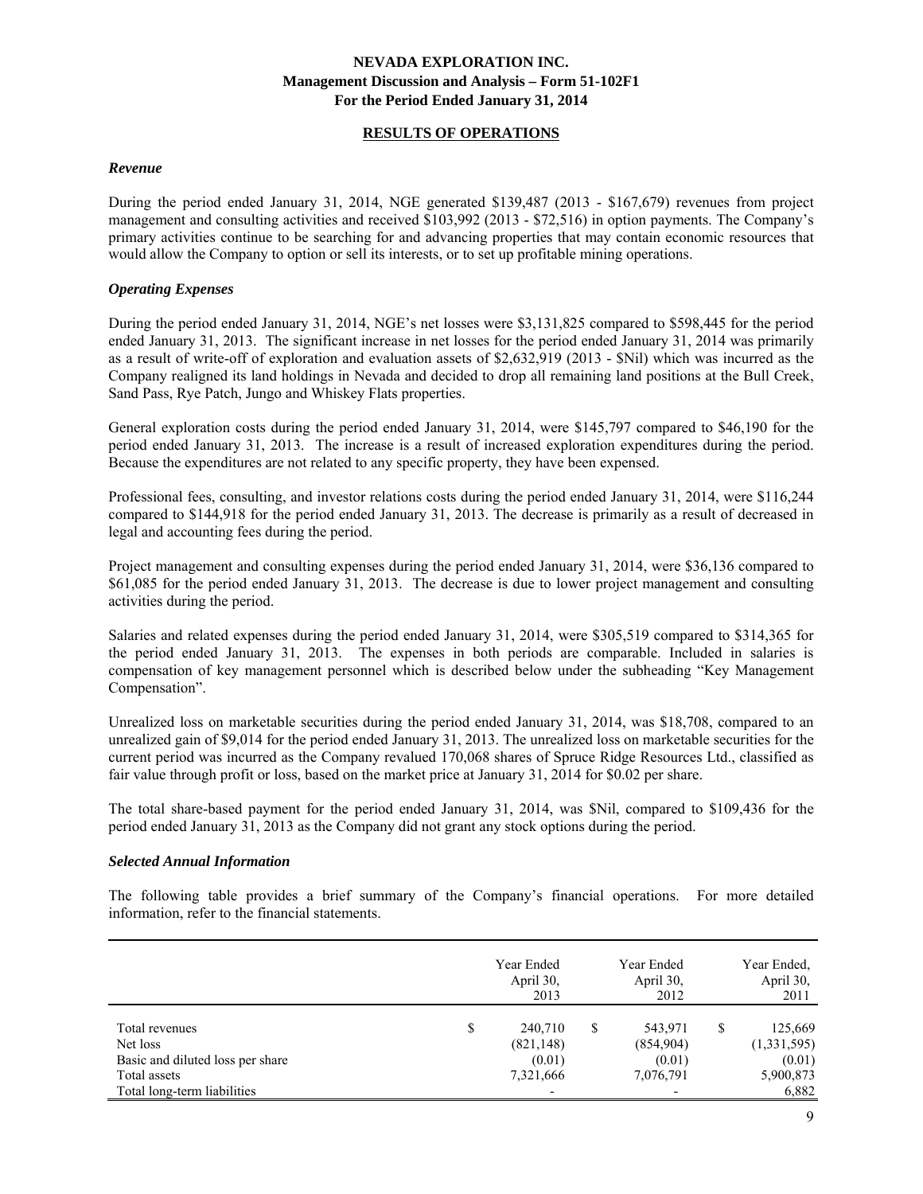## RESULTS OF OPERATIONS

### *Revenue*

During the period ended January 31, 2014, NGE generated $139,487 (2013 - $167,679) revenues from project management and consulting activities and received $103,992 (2013 - $72,516) in option payments. The Company's primary activities continue to be searching for and advancing properties that may contain economic resources that would allow the Company to option or sell its interests, or to set up profitable mining operations.

### *Operating Expenses*

During the period ended January 31, 2014, NGE's net losses were $3,131,825 compared to $598,445 for the period ended January 31, 2013. The significant increase in net losses for the period ended January 31, 2014 was primarily as a result of write-off of exploration and evaluation assets of $2,632,919 (2013 - $Nil) which was incurred as the Company realigned its land holdings in Nevada and decided to drop all remaining land positions at the Bull Creek, Sand Pass, Rye Patch, Jungo and Whiskey Flats properties.

General exploration costs during the period ended January 31, 2014, were $145,797 compared to $46,190 for the period ended January 31, 2013. The increase is a result of increased exploration expenditures during the period. Because the expenditures are not related to any specific property, they have been expensed.

Professional fees, consulting, and investor relations costs during the period ended January 31, 2014, were $116,244 compared to $144,918 for the period ended January 31, 2013. The decrease is primarily as a result of decreased in legal and accounting fees during the period.

Project management and consulting expenses during the period ended January 31, 2014, were $36,136 compared to $61,085 for the period ended January 31, 2013. The decrease is due to lower project management and consulting activities during the period.

Salaries and related expenses during the period ended January 31, 2014, were $305,519 compared to $314,365 for the period ended January 31, 2013. The expenses in both periods are comparable. Included in salaries is compensation of key management personnel which is described below under the subheading "Key Management Compensation".

Unrealized loss on marketable securities during the period ended January 31, 2014, was $18,708, compared to an unrealized gain of $9,014 for the period ended January 31, 2013. The unrealized loss on marketable securities for the current period was incurred as the Company revalued 170,068 shares of Spruce Ridge Resources Ltd., classified as fair value through profit or loss, based on the market price at January 31, 2014 for $0.02 per share.

The total share-based payment for the period ended January 31, 2014, was $Nil, compared to $109,436 for the period ended January 31, 2013 as the Company did not grant any stock options during the period.

### *Selected Annual Information*

The following table provides a brief summary of the Company's financial operations. For more detailed information, refer to the financial statements.

| | Year Ended April 30, 2013 | Year Ended April 30, 2012 | Year Ended, April 30, 2011 |
|---|---|---|---|
| Total revenues | $ 240,710 | $ 543,971 | $ 125,669 |
| Net loss | (821,148) | (854,904) | (1,331,595) |
| Basic and diluted loss per share | (0.01) | (0.01) | (0.01) |
| Total assets | 7,321,666 | 7,076,791 | 5,900,873 |
| Total long-term liabilities | - | - | 6,882 |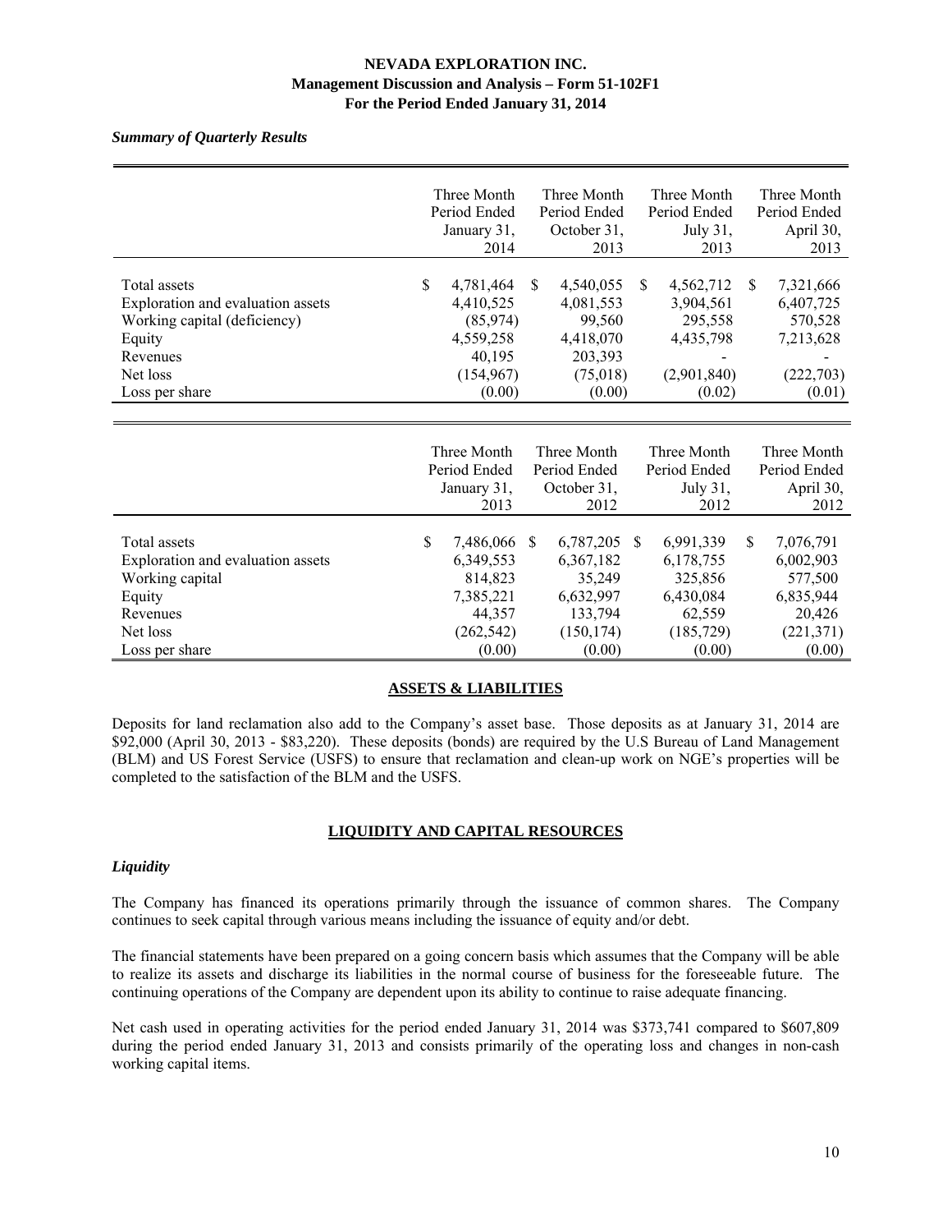*Summary of Quarterly Results*

| | Three Month Period Ended January 31, 2014 | Three Month Period Ended October 31, 2013 | Three Month Period Ended July 31, 2013 | Three Month Period Ended April 30, 2013 |
|---|---|---|---|---|
| Total assets | $ 4,781,464 | $ 4,540,055 | $ 4,562,712 | $ 7,321,666 |
| Exploration and evaluation assets | 4,410,525 | 4,081,553 | 3,904,561 | 6,407,725 |
| Working capital (deficiency) | (85,974) | 99,560 | 295,558 | 570,528 |
| Equity | 4,559,258 | 4,418,070 | 4,435,798 | 7,213,628 |
| Revenues | 40,195 | 203,393 | - | - |
| Net loss | (154,967) | (75,018) | (2,901,840) | (222,703) |
| Loss per share | (0.00) | (0.00) | (0.02) | (0.01) |

| | Three Month Period Ended January 31, 2013 | Three Month Period Ended October 31, 2012 | Three Month Period Ended July 31, 2012 | Three Month Period Ended April 30, 2012 |
|---|---|---|---|---|
| Total assets | $ 7,486,066 | $ 6,787,205 | $ 6,991,339 | $ 7,076,791 |
| Exploration and evaluation assets | 6,349,553 | 6,367,182 | 6,178,755 | 6,002,903 |
| Working capital | 814,823 | 35,249 | 325,856 | 577,500 |
| Equity | 7,385,221 | 6,632,997 | 6,430,084 | 6,835,944 |
| Revenues | 44,357 | 133,794 | 62,559 | 20,426 |
| Net loss | (262,542) | (150,174) | (185,729) | (221,371) |
| Loss per share | (0.00) | (0.00) | (0.00) | (0.00) |

## ASSETS & LIABILITIES

Deposits for land reclamation also add to the Company's asset base. Those deposits as at January 31, 2014 are $92,000 (April 30, 2013 - $83,220). These deposits (bonds) are required by the U.S Bureau of Land Management (BLM) and US Forest Service (USFS) to ensure that reclamation and clean-up work on NGE's properties will be completed to the satisfaction of the BLM and the USFS.

## LIQUIDITY AND CAPITAL RESOURCES

### *Liquidity*

The Company has financed its operations primarily through the issuance of common shares. The Company continues to seek capital through various means including the issuance of equity and/or debt.

The financial statements have been prepared on a going concern basis which assumes that the Company will be able to realize its assets and discharge its liabilities in the normal course of business for the foreseeable future. The continuing operations of the Company are dependent upon its ability to continue to raise adequate financing.

Net cash used in operating activities for the period ended January 31, 2014 was $373,741 compared to $607,809 during the period ended January 31, 2013 and consists primarily of the operating loss and changes in non-cash working capital items.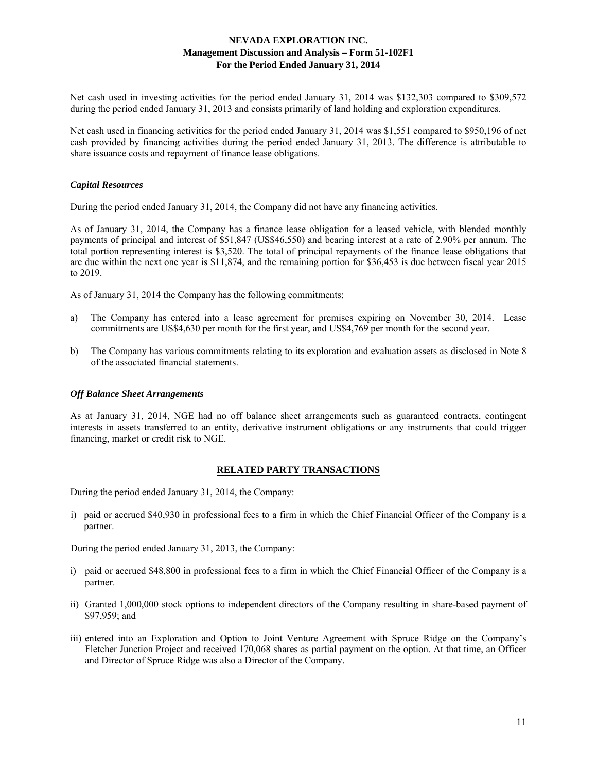Net cash used in investing activities for the period ended January 31, 2014 was $132,303 compared to $309,572 during the period ended January 31, 2013 and consists primarily of land holding and exploration expenditures.

Net cash used in financing activities for the period ended January 31, 2014 was $1,551 compared to $950,196 of net cash provided by financing activities during the period ended January 31, 2013. The difference is attributable to share issuance costs and repayment of finance lease obligations.

### *Capital Resources*

During the period ended January 31, 2014, the Company did not have any financing activities.

As of January 31, 2014, the Company has a finance lease obligation for a leased vehicle, with blended monthly payments of principal and interest of $51,847 (US$46,550) and bearing interest at a rate of 2.90% per annum. The total portion representing interest is $3,520. The total of principal repayments of the finance lease obligations that are due within the next one year is $11,874, and the remaining portion for $36,453 is due between fiscal year 2015 to 2019.

As of January 31, 2014 the Company has the following commitments:

a) The Company has entered into a lease agreement for premises expiring on November 30, 2014. Lease commitments are US$4,630 per month for the first year, and US$4,769 per month for the second year.

b) The Company has various commitments relating to its exploration and evaluation assets as disclosed in Note 8 of the associated financial statements.

### *Off Balance Sheet Arrangements*

As at January 31, 2014, NGE had no off balance sheet arrangements such as guaranteed contracts, contingent interests in assets transferred to an entity, derivative instrument obligations or any instruments that could trigger financing, market or credit risk to NGE.

## RELATED PARTY TRANSACTIONS

During the period ended January 31, 2014, the Company:

i) paid or accrued $40,930 in professional fees to a firm in which the Chief Financial Officer of the Company is a partner.

During the period ended January 31, 2013, the Company:

i) paid or accrued $48,800 in professional fees to a firm in which the Chief Financial Officer of the Company is a partner.

ii) Granted 1,000,000 stock options to independent directors of the Company resulting in share-based payment of $97,959; and

iii) entered into an Exploration and Option to Joint Venture Agreement with Spruce Ridge on the Company's Fletcher Junction Project and received 170,068 shares as partial payment on the option. At that time, an Officer and Director of Spruce Ridge was also a Director of the Company.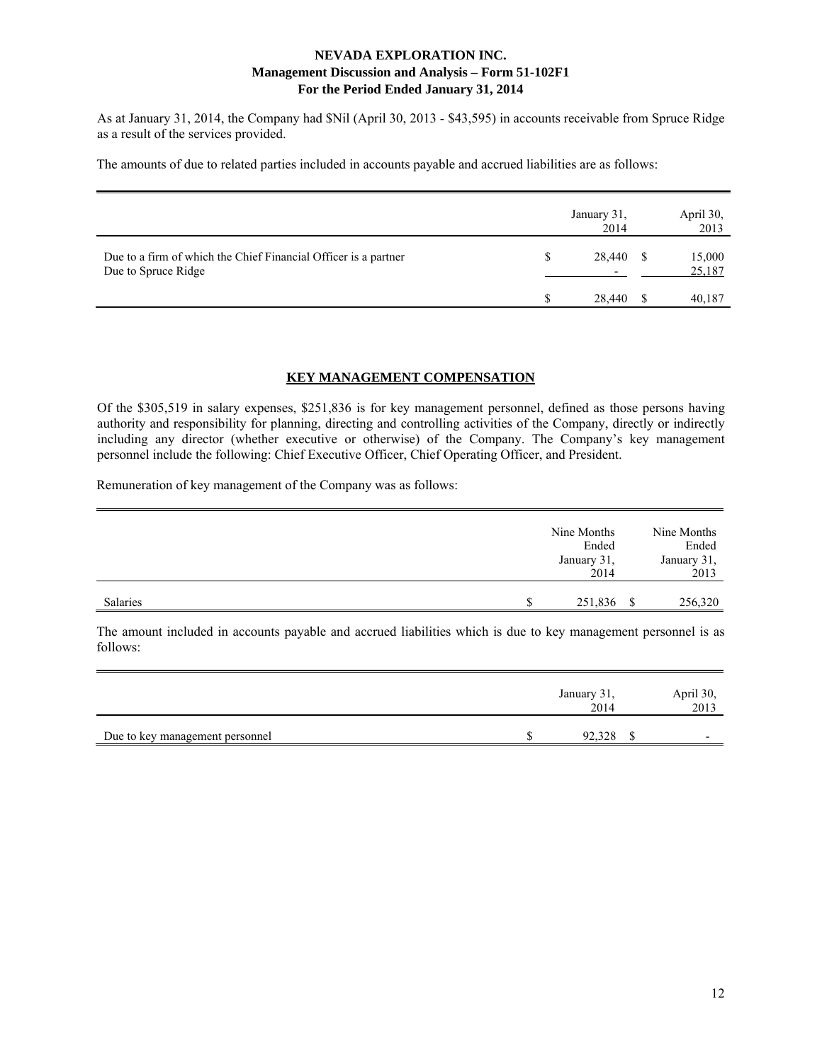As at January 31, 2014, the Company had $Nil (April 30, 2013 - $43,595) in accounts receivable from Spruce Ridge as a result of the services provided.

The amounts of due to related parties included in accounts payable and accrued liabilities are as follows:

| | January 31, 2014 | April 30, 2013 |
|---|---|---|
| Due to a firm of which the Chief Financial Officer is a partner | $ 28,440 | $ 15,000 |
| Due to Spruce Ridge | - | 25,187 |
| | $ 28,440 | $ 40,187 |

## KEY MANAGEMENT COMPENSATION

Of the $305,519 in salary expenses, $251,836 is for key management personnel, defined as those persons having authority and responsibility for planning, directing and controlling activities of the Company, directly or indirectly including any director (whether executive or otherwise) of the Company. The Company's key management personnel include the following: Chief Executive Officer, Chief Operating Officer, and President.

Remuneration of key management of the Company was as follows:

| | Nine Months Ended January 31, 2014 | Nine Months Ended January 31, 2013 |
|---|---|---|
| Salaries | $ 251,836 | $ 256,320 |

The amount included in accounts payable and accrued liabilities which is due to key management personnel is as follows:

| | January 31, 2014 | April 30, 2013 |
|---|---|---|
| Due to key management personnel | $ 92,328 | $ - |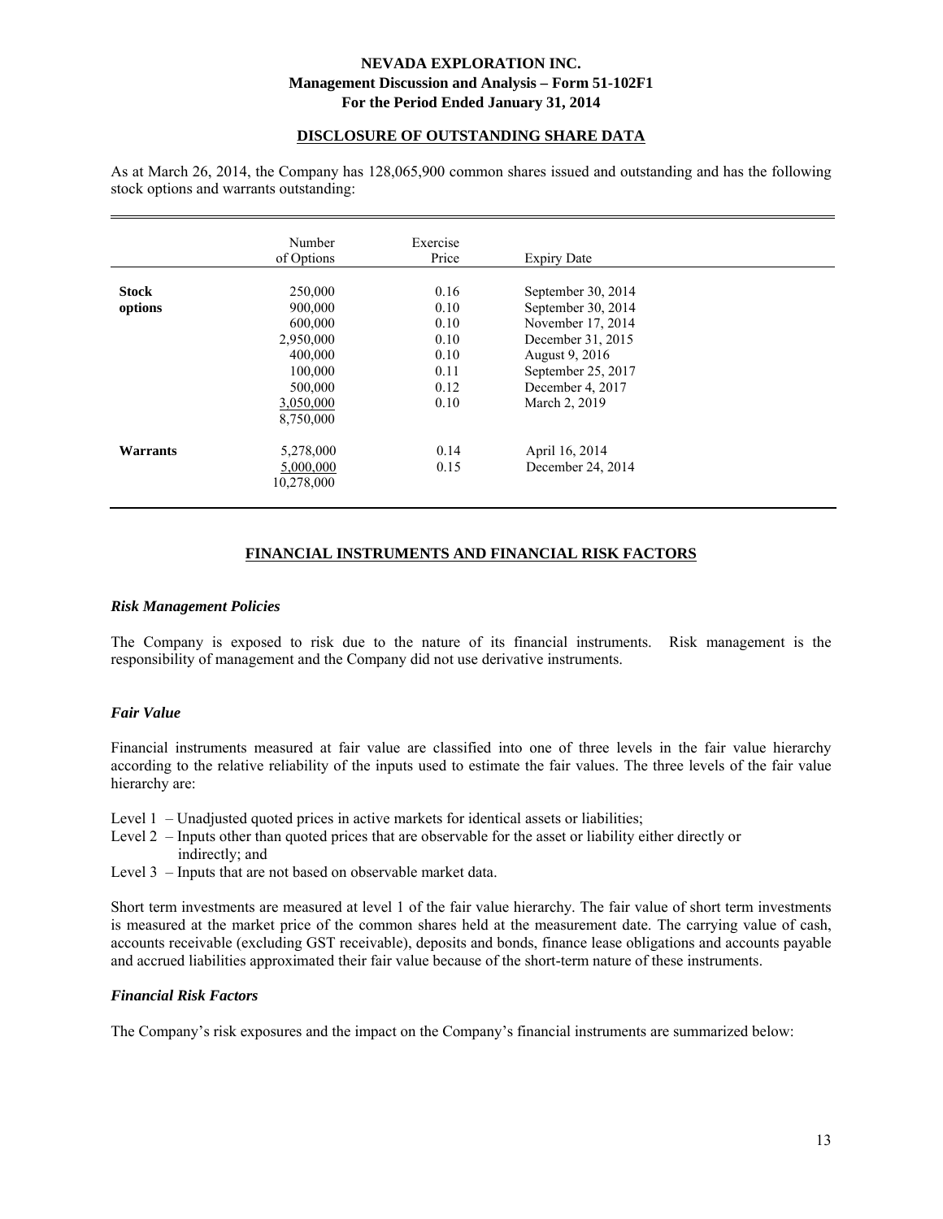## DISCLOSURE OF OUTSTANDING SHARE DATA

As at March 26, 2014, the Company has 128,065,900 common shares issued and outstanding and has the following stock options and warrants outstanding:

| | Number of Options | Exercise Price | Expiry Date |
|---|---|---|---|
| **Stock options** | 250,000 | 0.16 | September 30, 2014 |
| | 900,000 | 0.10 | September 30, 2014 |
| | 600,000 | 0.10 | November 17, 2014 |
| | 2,950,000 | 0.10 | December 31, 2015 |
| | 400,000 | 0.10 | August 9, 2016 |
| | 100,000 | 0.11 | September 25, 2017 |
| | 500,000 | 0.12 | December 4, 2017 |
| | 3,050,000 | 0.10 | March 2, 2019 |
| | 8,750,000 | | |
| **Warrants** | 5,278,000 | 0.14 | April 16, 2014 |
| | 5,000,000 | 0.15 | December 24, 2014 |
| | 10,278,000 | | |

## FINANCIAL INSTRUMENTS AND FINANCIAL RISK FACTORS

### *Risk Management Policies*

The Company is exposed to risk due to the nature of its financial instruments. Risk management is the responsibility of management and the Company did not use derivative instruments.

### *Fair Value*

Financial instruments measured at fair value are classified into one of three levels in the fair value hierarchy according to the relative reliability of the inputs used to estimate the fair values. The three levels of the fair value hierarchy are:

- Level 1 – Unadjusted quoted prices in active markets for identical assets or liabilities;
- Level 2 – Inputs other than quoted prices that are observable for the asset or liability either directly or indirectly; and
- Level 3 – Inputs that are not based on observable market data.

Short term investments are measured at level 1 of the fair value hierarchy. The fair value of short term investments is measured at the market price of the common shares held at the measurement date. The carrying value of cash, accounts receivable (excluding GST receivable), deposits and bonds, finance lease obligations and accounts payable and accrued liabilities approximated their fair value because of the short-term nature of these instruments.

### *Financial Risk Factors*

The Company's risk exposures and the impact on the Company's financial instruments are summarized below: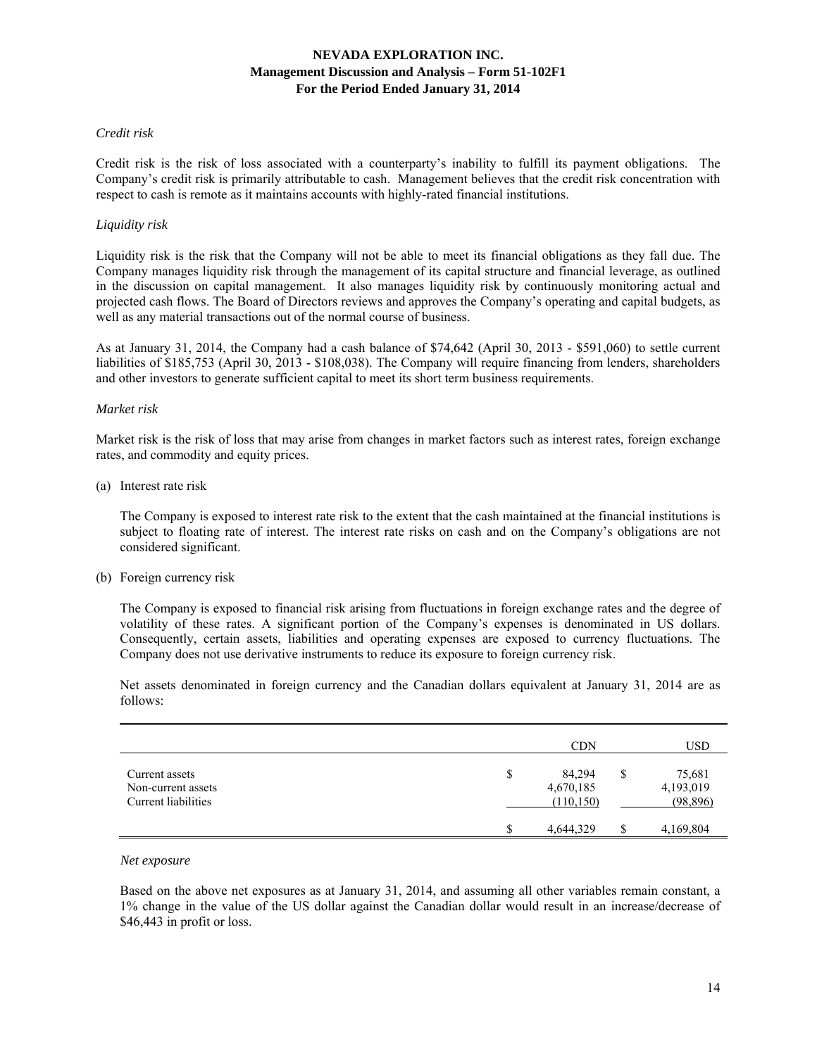*Credit risk*

Credit risk is the risk of loss associated with a counterparty's inability to fulfill its payment obligations. The Company's credit risk is primarily attributable to cash. Management believes that the credit risk concentration with respect to cash is remote as it maintains accounts with highly-rated financial institutions.

*Liquidity risk*

Liquidity risk is the risk that the Company will not be able to meet its financial obligations as they fall due. The Company manages liquidity risk through the management of its capital structure and financial leverage, as outlined in the discussion on capital management. It also manages liquidity risk by continuously monitoring actual and projected cash flows. The Board of Directors reviews and approves the Company's operating and capital budgets, as well as any material transactions out of the normal course of business.

As at January 31, 2014, the Company had a cash balance of $74,642 (April 30, 2013 - $591,060) to settle current liabilities of $185,753 (April 30, 2013 - $108,038). The Company will require financing from lenders, shareholders and other investors to generate sufficient capital to meet its short term business requirements.

*Market risk*

Market risk is the risk of loss that may arise from changes in market factors such as interest rates, foreign exchange rates, and commodity and equity prices.

(a) Interest rate risk

The Company is exposed to interest rate risk to the extent that the cash maintained at the financial institutions is subject to floating rate of interest. The interest rate risks on cash and on the Company's obligations are not considered significant.

(b) Foreign currency risk

The Company is exposed to financial risk arising from fluctuations in foreign exchange rates and the degree of volatility of these rates. A significant portion of the Company's expenses is denominated in US dollars. Consequently, certain assets, liabilities and operating expenses are exposed to currency fluctuations. The Company does not use derivative instruments to reduce its exposure to foreign currency risk.

Net assets denominated in foreign currency and the Canadian dollars equivalent at January 31, 2014 are as follows:

| | CDN | USD |
|---|---|---|
| Current assets | $ 84,294 | $ 75,681 |
| Non-current assets | 4,670,185 | 4,193,019 |
| Current liabilities | (110,150) | (98,896) |
| | $ 4,644,329 | $ 4,169,804 |

*Net exposure*

Based on the above net exposures as at January 31, 2014, and assuming all other variables remain constant, a 1% change in the value of the US dollar against the Canadian dollar would result in an increase/decrease of $46,443 in profit or loss.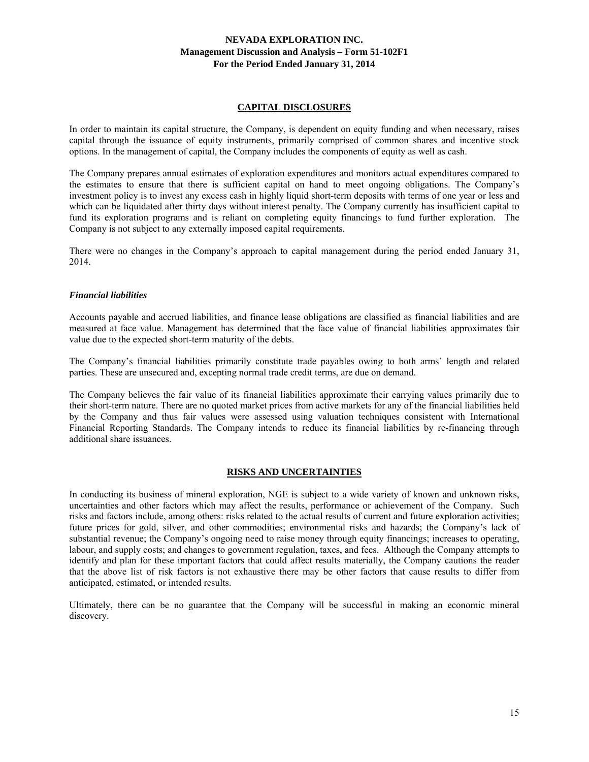## CAPITAL DISCLOSURES

In order to maintain its capital structure, the Company, is dependent on equity funding and when necessary, raises capital through the issuance of equity instruments, primarily comprised of common shares and incentive stock options. In the management of capital, the Company includes the components of equity as well as cash.

The Company prepares annual estimates of exploration expenditures and monitors actual expenditures compared to the estimates to ensure that there is sufficient capital on hand to meet ongoing obligations. The Company's investment policy is to invest any excess cash in highly liquid short-term deposits with terms of one year or less and which can be liquidated after thirty days without interest penalty. The Company currently has insufficient capital to fund its exploration programs and is reliant on completing equity financings to fund further exploration. The Company is not subject to any externally imposed capital requirements.

There were no changes in the Company's approach to capital management during the period ended January 31, 2014.

### *Financial liabilities*

Accounts payable and accrued liabilities, and finance lease obligations are classified as financial liabilities and are measured at face value. Management has determined that the face value of financial liabilities approximates fair value due to the expected short-term maturity of the debts.

The Company's financial liabilities primarily constitute trade payables owing to both arms' length and related parties. These are unsecured and, excepting normal trade credit terms, are due on demand.

The Company believes the fair value of its financial liabilities approximate their carrying values primarily due to their short-term nature. There are no quoted market prices from active markets for any of the financial liabilities held by the Company and thus fair values were assessed using valuation techniques consistent with International Financial Reporting Standards. The Company intends to reduce its financial liabilities by re-financing through additional share issuances.

## RISKS AND UNCERTAINTIES

In conducting its business of mineral exploration, NGE is subject to a wide variety of known and unknown risks, uncertainties and other factors which may affect the results, performance or achievement of the Company. Such risks and factors include, among others: risks related to the actual results of current and future exploration activities; future prices for gold, silver, and other commodities; environmental risks and hazards; the Company's lack of substantial revenue; the Company's ongoing need to raise money through equity financings; increases to operating, labour, and supply costs; and changes to government regulation, taxes, and fees. Although the Company attempts to identify and plan for these important factors that could affect results materially, the Company cautions the reader that the above list of risk factors is not exhaustive there may be other factors that cause results to differ from anticipated, estimated, or intended results.

Ultimately, there can be no guarantee that the Company will be successful in making an economic mineral discovery.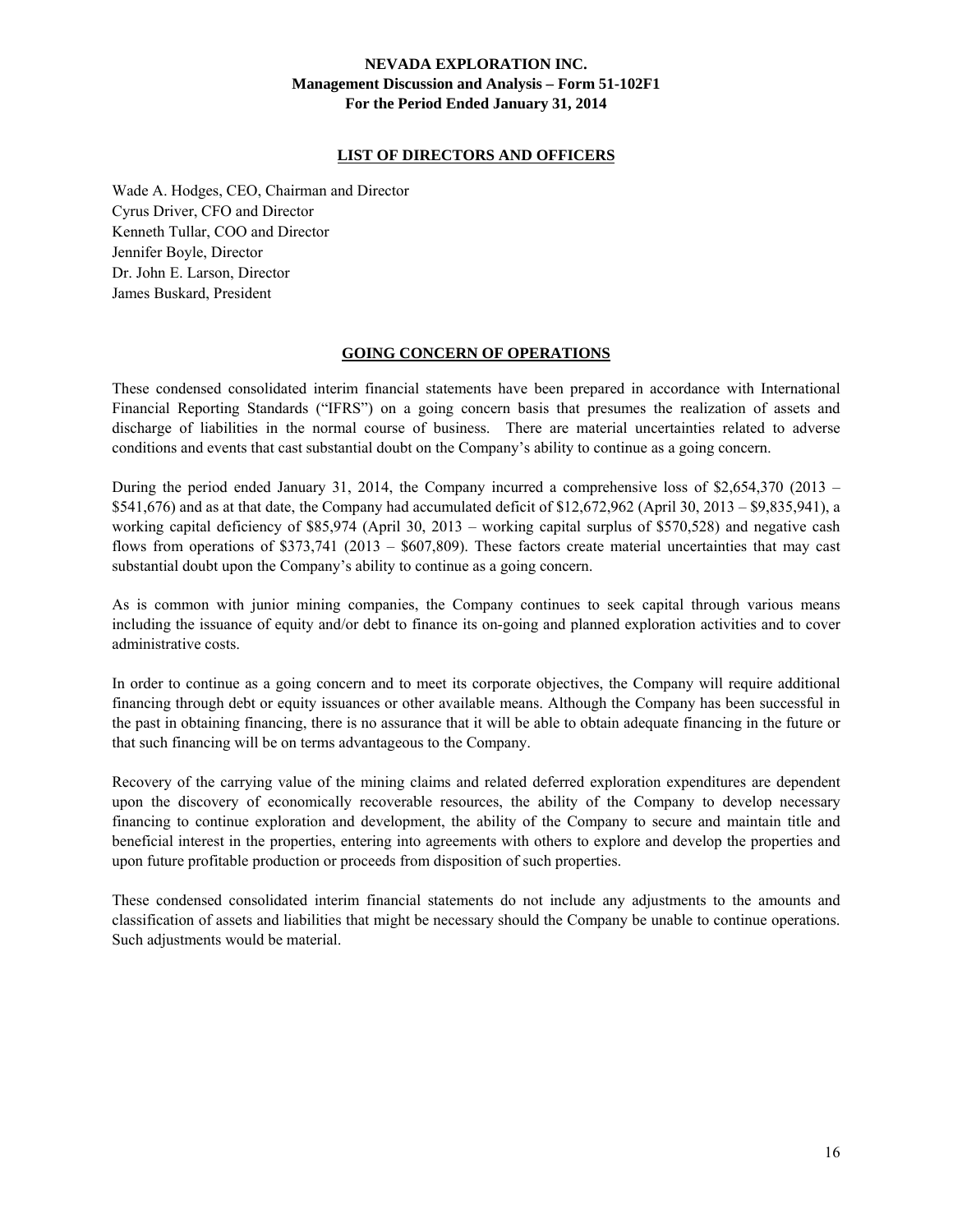## LIST OF DIRECTORS AND OFFICERS

Wade A. Hodges, CEO, Chairman and Director
Cyrus Driver, CFO and Director
Kenneth Tullar, COO and Director
Jennifer Boyle, Director
Dr. John E. Larson, Director
James Buskard, President

## GOING CONCERN OF OPERATIONS

These condensed consolidated interim financial statements have been prepared in accordance with International Financial Reporting Standards ("IFRS") on a going concern basis that presumes the realization of assets and discharge of liabilities in the normal course of business. There are material uncertainties related to adverse conditions and events that cast substantial doubt on the Company's ability to continue as a going concern.

During the period ended January 31, 2014, the Company incurred a comprehensive loss of $2,654,370 (2013 – $541,676) and as at that date, the Company had accumulated deficit of $12,672,962 (April 30, 2013 – $9,835,941), a working capital deficiency of $85,974 (April 30, 2013 – working capital surplus of $570,528) and negative cash flows from operations of $373,741 (2013 – $607,809). These factors create material uncertainties that may cast substantial doubt upon the Company's ability to continue as a going concern.

As is common with junior mining companies, the Company continues to seek capital through various means including the issuance of equity and/or debt to finance its on-going and planned exploration activities and to cover administrative costs.

In order to continue as a going concern and to meet its corporate objectives, the Company will require additional financing through debt or equity issuances or other available means. Although the Company has been successful in the past in obtaining financing, there is no assurance that it will be able to obtain adequate financing in the future or that such financing will be on terms advantageous to the Company.

Recovery of the carrying value of the mining claims and related deferred exploration expenditures are dependent upon the discovery of economically recoverable resources, the ability of the Company to develop necessary financing to continue exploration and development, the ability of the Company to secure and maintain title and beneficial interest in the properties, entering into agreements with others to explore and develop the properties and upon future profitable production or proceeds from disposition of such properties.

These condensed consolidated interim financial statements do not include any adjustments to the amounts and classification of assets and liabilities that might be necessary should the Company be unable to continue operations. Such adjustments would be material.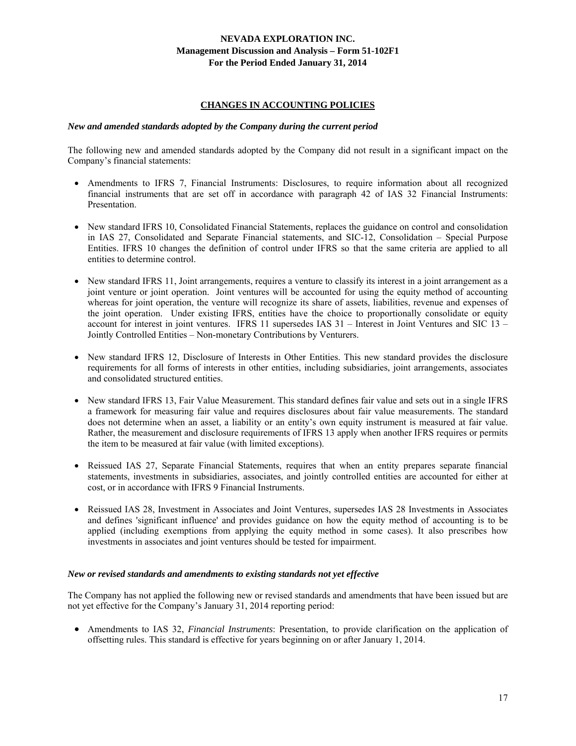## CHANGES IN ACCOUNTING POLICIES

### *New and amended standards adopted by the Company during the current period*

The following new and amended standards adopted by the Company did not result in a significant impact on the Company's financial statements:

- Amendments to IFRS 7, Financial Instruments: Disclosures, to require information about all recognized financial instruments that are set off in accordance with paragraph 42 of IAS 32 Financial Instruments: Presentation.
- New standard IFRS 10, Consolidated Financial Statements, replaces the guidance on control and consolidation in IAS 27, Consolidated and Separate Financial statements, and SIC-12, Consolidation – Special Purpose Entities. IFRS 10 changes the definition of control under IFRS so that the same criteria are applied to all entities to determine control.
- New standard IFRS 11, Joint arrangements, requires a venture to classify its interest in a joint arrangement as a joint venture or joint operation. Joint ventures will be accounted for using the equity method of accounting whereas for joint operation, the venture will recognize its share of assets, liabilities, revenue and expenses of the joint operation. Under existing IFRS, entities have the choice to proportionally consolidate or equity account for interest in joint ventures. IFRS 11 supersedes IAS 31 – Interest in Joint Ventures and SIC 13 – Jointly Controlled Entities – Non-monetary Contributions by Venturers.
- New standard IFRS 12, Disclosure of Interests in Other Entities. This new standard provides the disclosure requirements for all forms of interests in other entities, including subsidiaries, joint arrangements, associates and consolidated structured entities.
- New standard IFRS 13, Fair Value Measurement. This standard defines fair value and sets out in a single IFRS a framework for measuring fair value and requires disclosures about fair value measurements. The standard does not determine when an asset, a liability or an entity's own equity instrument is measured at fair value. Rather, the measurement and disclosure requirements of IFRS 13 apply when another IFRS requires or permits the item to be measured at fair value (with limited exceptions).
- Reissued IAS 27, Separate Financial Statements, requires that when an entity prepares separate financial statements, investments in subsidiaries, associates, and jointly controlled entities are accounted for either at cost, or in accordance with IFRS 9 Financial Instruments.
- Reissued IAS 28, Investment in Associates and Joint Ventures, supersedes IAS 28 Investments in Associates and defines 'significant influence' and provides guidance on how the equity method of accounting is to be applied (including exemptions from applying the equity method in some cases). It also prescribes how investments in associates and joint ventures should be tested for impairment.

### *New or revised standards and amendments to existing standards not yet effective*

The Company has not applied the following new or revised standards and amendments that have been issued but are not yet effective for the Company's January 31, 2014 reporting period:

- Amendments to IAS 32, *Financial Instruments*: Presentation, to provide clarification on the application of offsetting rules. This standard is effective for years beginning on or after January 1, 2014.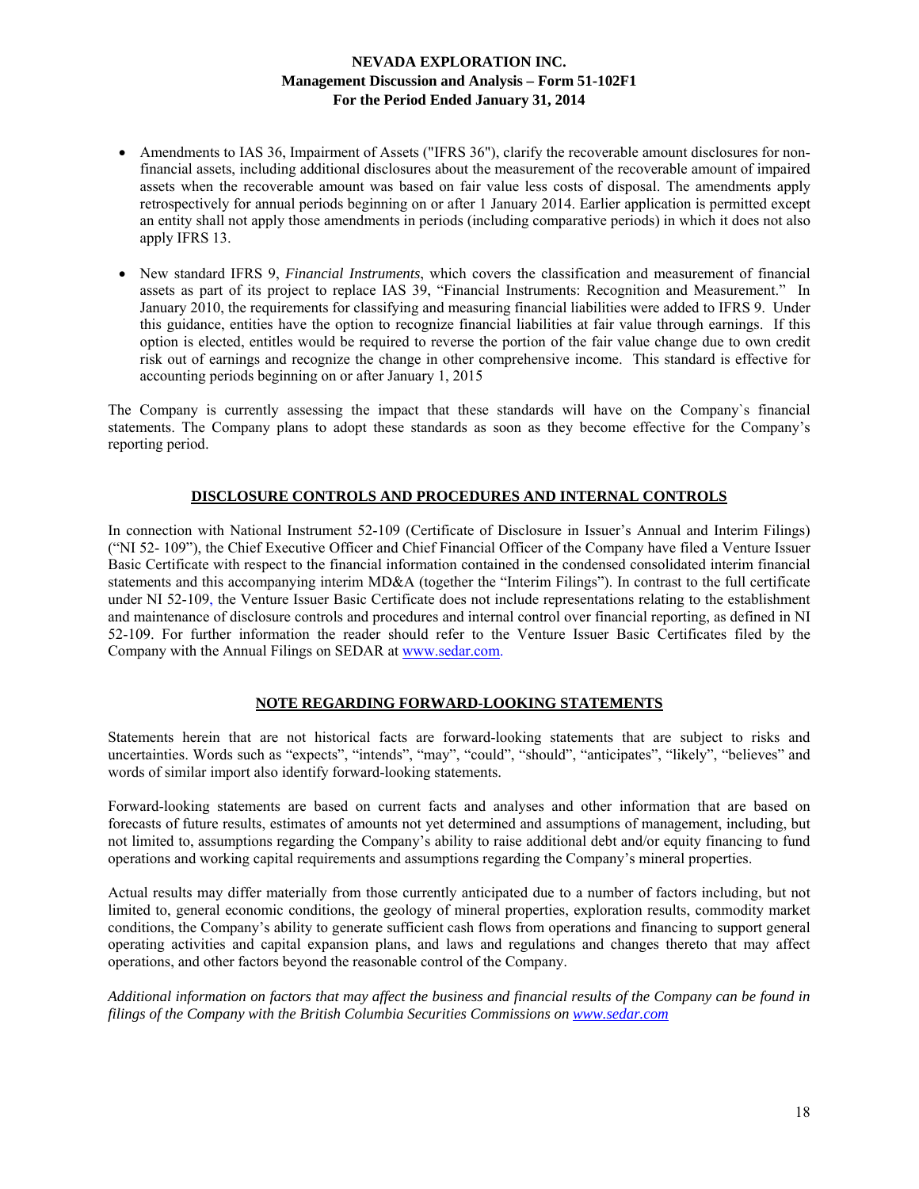- Amendments to IAS 36, Impairment of Assets ("IFRS 36"), clarify the recoverable amount disclosures for non-financial assets, including additional disclosures about the measurement of the recoverable amount of impaired assets when the recoverable amount was based on fair value less costs of disposal. The amendments apply retrospectively for annual periods beginning on or after 1 January 2014. Earlier application is permitted except an entity shall not apply those amendments in periods (including comparative periods) in which it does not also apply IFRS 13.

- New standard IFRS 9, *Financial Instruments*, which covers the classification and measurement of financial assets as part of its project to replace IAS 39, "Financial Instruments: Recognition and Measurement." In January 2010, the requirements for classifying and measuring financial liabilities were added to IFRS 9. Under this guidance, entities have the option to recognize financial liabilities at fair value through earnings. If this option is elected, entitles would be required to reverse the portion of the fair value change due to own credit risk out of earnings and recognize the change in other comprehensive income. This standard is effective for accounting periods beginning on or after January 1, 2015

The Company is currently assessing the impact that these standards will have on the Company`s financial statements. The Company plans to adopt these standards as soon as they become effective for the Company's reporting period.

## DISCLOSURE CONTROLS AND PROCEDURES AND INTERNAL CONTROLS

In connection with National Instrument 52-109 (Certificate of Disclosure in Issuer's Annual and Interim Filings) ("NI 52- 109"), the Chief Executive Officer and Chief Financial Officer of the Company have filed a Venture Issuer Basic Certificate with respect to the financial information contained in the condensed consolidated interim financial statements and this accompanying interim MD&A (together the "Interim Filings"). In contrast to the full certificate under NI 52-109, the Venture Issuer Basic Certificate does not include representations relating to the establishment and maintenance of disclosure controls and procedures and internal control over financial reporting, as defined in NI 52-109. For further information the reader should refer to the Venture Issuer Basic Certificates filed by the Company with the Annual Filings on SEDAR at www.sedar.com.

## NOTE REGARDING FORWARD-LOOKING STATEMENTS

Statements herein that are not historical facts are forward-looking statements that are subject to risks and uncertainties. Words such as "expects", "intends", "may", "could", "should", "anticipates", "likely", "believes" and words of similar import also identify forward-looking statements.

Forward-looking statements are based on current facts and analyses and other information that are based on forecasts of future results, estimates of amounts not yet determined and assumptions of management, including, but not limited to, assumptions regarding the Company's ability to raise additional debt and/or equity financing to fund operations and working capital requirements and assumptions regarding the Company's mineral properties.

Actual results may differ materially from those currently anticipated due to a number of factors including, but not limited to, general economic conditions, the geology of mineral properties, exploration results, commodity market conditions, the Company's ability to generate sufficient cash flows from operations and financing to support general operating activities and capital expansion plans, and laws and regulations and changes thereto that may affect operations, and other factors beyond the reasonable control of the Company.

*Additional information on factors that may affect the business and financial results of the Company can be found in filings of the Company with the British Columbia Securities Commissions on www.sedar.com*